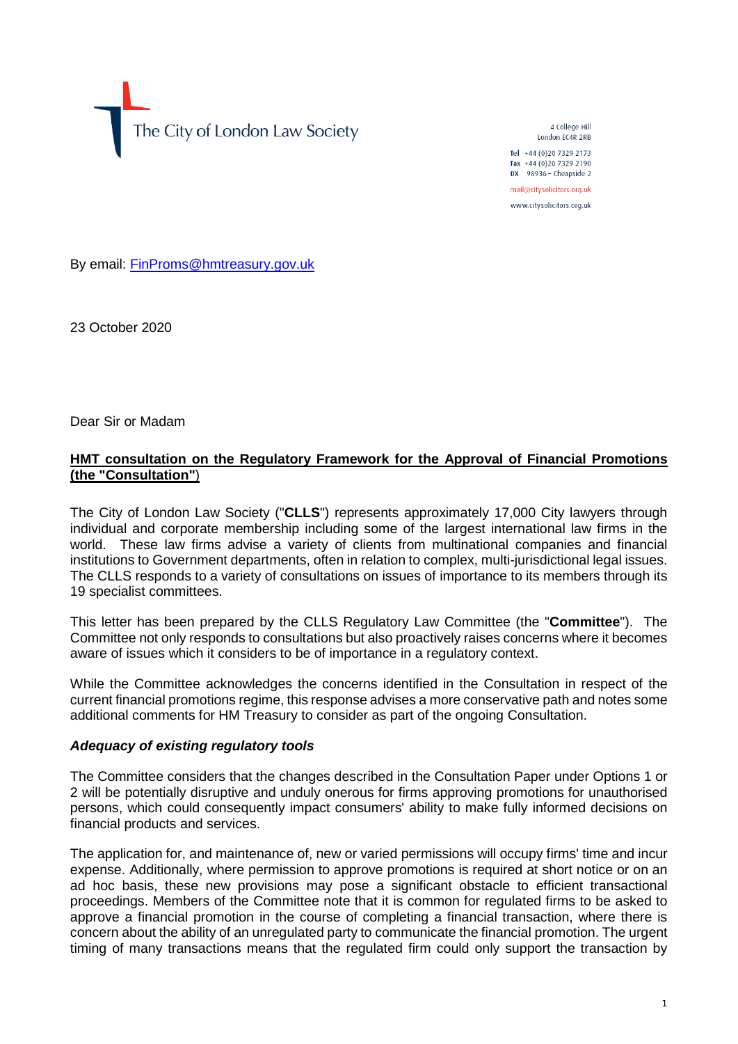The City of London Law Society

4 College Hill
London EC4R 2RB

Tel +44 (0)20 7329 2173
Fax +44 (0)20 7329 2190
DX 98936 – Cheapside 2

mail@citysolicitors.org.uk

www.citysolicitors.org.uk

By email: FinProms@hmtreasury.gov.uk

23 October 2020

Dear Sir or Madam

**HMT consultation on the Regulatory Framework for the Approval of Financial Promotions (the "Consultation")**

The City of London Law Society ("**CLLS**") represents approximately 17,000 City lawyers through individual and corporate membership including some of the largest international law firms in the world. These law firms advise a variety of clients from multinational companies and financial institutions to Government departments, often in relation to complex, multi-jurisdictional legal issues. The CLLS responds to a variety of consultations on issues of importance to its members through its 19 specialist committees.

This letter has been prepared by the CLLS Regulatory Law Committee (the "**Committee**"). The Committee not only responds to consultations but also proactively raises concerns where it becomes aware of issues which it considers to be of importance in a regulatory context.

While the Committee acknowledges the concerns identified in the Consultation in respect of the current financial promotions regime, this response advises a more conservative path and notes some additional comments for HM Treasury to consider as part of the ongoing Consultation.

***Adequacy of existing regulatory tools***

The Committee considers that the changes described in the Consultation Paper under Options 1 or 2 will be potentially disruptive and unduly onerous for firms approving promotions for unauthorised persons, which could consequently impact consumers' ability to make fully informed decisions on financial products and services.

The application for, and maintenance of, new or varied permissions will occupy firms' time and incur expense. Additionally, where permission to approve promotions is required at short notice or on an ad hoc basis, these new provisions may pose a significant obstacle to efficient transactional proceedings. Members of the Committee note that it is common for regulated firms to be asked to approve a financial promotion in the course of completing a financial transaction, where there is concern about the ability of an unregulated party to communicate the financial promotion. The urgent timing of many transactions means that the regulated firm could only support the transaction by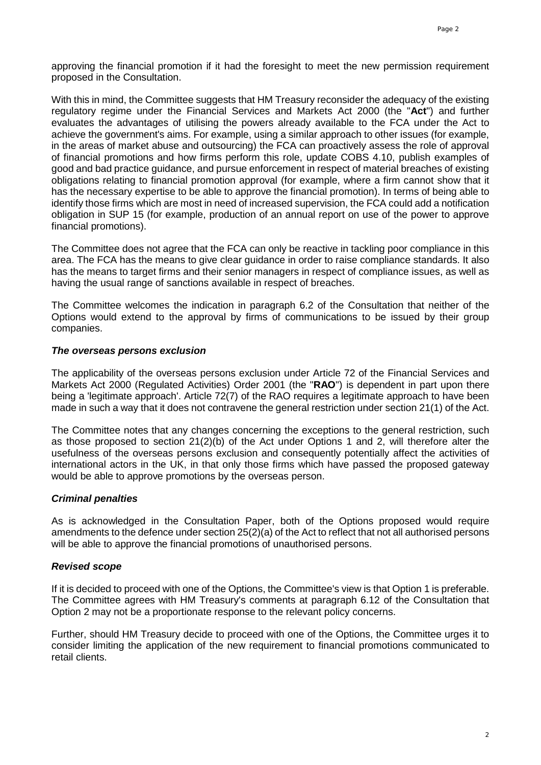approving the financial promotion if it had the foresight to meet the new permission requirement proposed in the Consultation.

With this in mind, the Committee suggests that HM Treasury reconsider the adequacy of the existing regulatory regime under the Financial Services and Markets Act 2000 (the "**Act**") and further evaluates the advantages of utilising the powers already available to the FCA under the Act to achieve the government's aims. For example, using a similar approach to other issues (for example, in the areas of market abuse and outsourcing) the FCA can proactively assess the role of approval of financial promotions and how firms perform this role, update COBS 4.10, publish examples of good and bad practice guidance, and pursue enforcement in respect of material breaches of existing obligations relating to financial promotion approval (for example, where a firm cannot show that it has the necessary expertise to be able to approve the financial promotion). In terms of being able to identify those firms which are most in need of increased supervision, the FCA could add a notification obligation in SUP 15 (for example, production of an annual report on use of the power to approve financial promotions).

The Committee does not agree that the FCA can only be reactive in tackling poor compliance in this area. The FCA has the means to give clear guidance in order to raise compliance standards. It also has the means to target firms and their senior managers in respect of compliance issues, as well as having the usual range of sanctions available in respect of breaches.

The Committee welcomes the indication in paragraph 6.2 of the Consultation that neither of the Options would extend to the approval by firms of communications to be issued by their group companies.

### *The overseas persons exclusion*

The applicability of the overseas persons exclusion under Article 72 of the Financial Services and Markets Act 2000 (Regulated Activities) Order 2001 (the "**RAO**") is dependent in part upon there being a 'legitimate approach'. Article 72(7) of the RAO requires a legitimate approach to have been made in such a way that it does not contravene the general restriction under section 21(1) of the Act.

The Committee notes that any changes concerning the exceptions to the general restriction, such as those proposed to section 21(2)(b) of the Act under Options 1 and 2, will therefore alter the usefulness of the overseas persons exclusion and consequently potentially affect the activities of international actors in the UK, in that only those firms which have passed the proposed gateway would be able to approve promotions by the overseas person.

### *Criminal penalties*

As is acknowledged in the Consultation Paper, both of the Options proposed would require amendments to the defence under section 25(2)(a) of the Act to reflect that not all authorised persons will be able to approve the financial promotions of unauthorised persons.

### *Revised scope*

If it is decided to proceed with one of the Options, the Committee's view is that Option 1 is preferable. The Committee agrees with HM Treasury's comments at paragraph 6.12 of the Consultation that Option 2 may not be a proportionate response to the relevant policy concerns.

Further, should HM Treasury decide to proceed with one of the Options, the Committee urges it to consider limiting the application of the new requirement to financial promotions communicated to retail clients.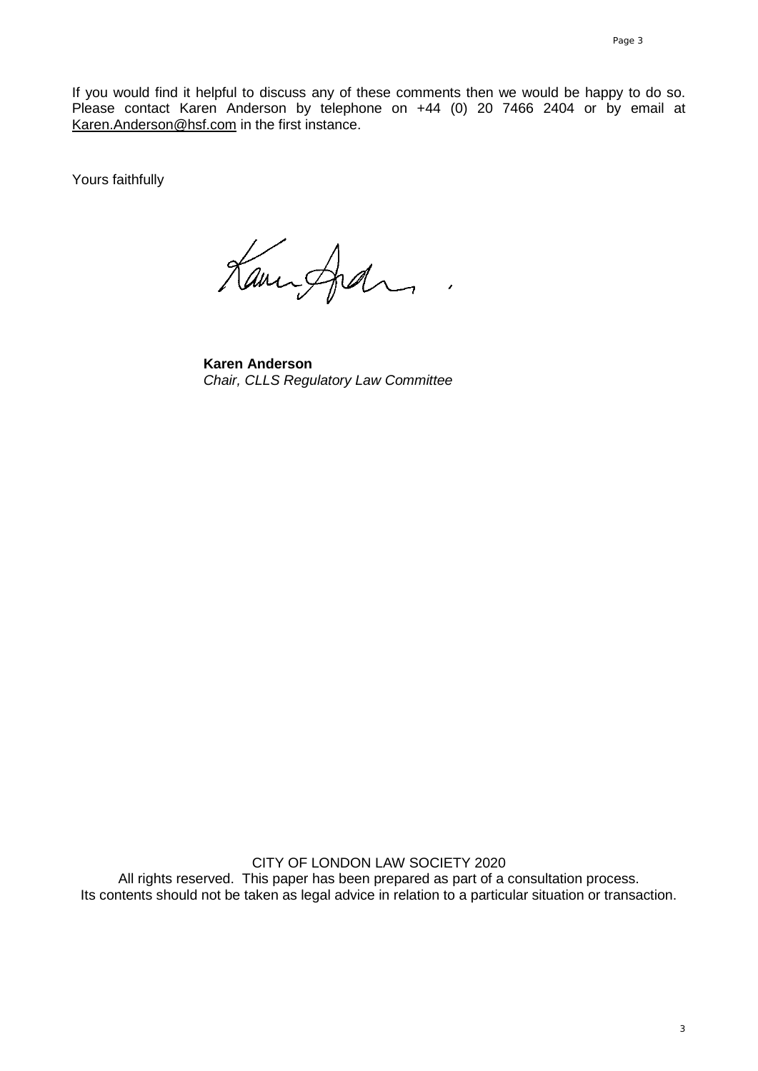If you would find it helpful to discuss any of these comments then we would be happy to do so. Please contact Karen Anderson by telephone on +44 (0) 20 7466 2404 or by email at Karen.Anderson@hsf.com in the first instance.

Yours faithfully

**Karen Anderson**
*Chair, CLLS Regulatory Law Committee*

CITY OF LONDON LAW SOCIETY 2020
All rights reserved. This paper has been prepared as part of a consultation process.
Its contents should not be taken as legal advice in relation to a particular situation or transaction.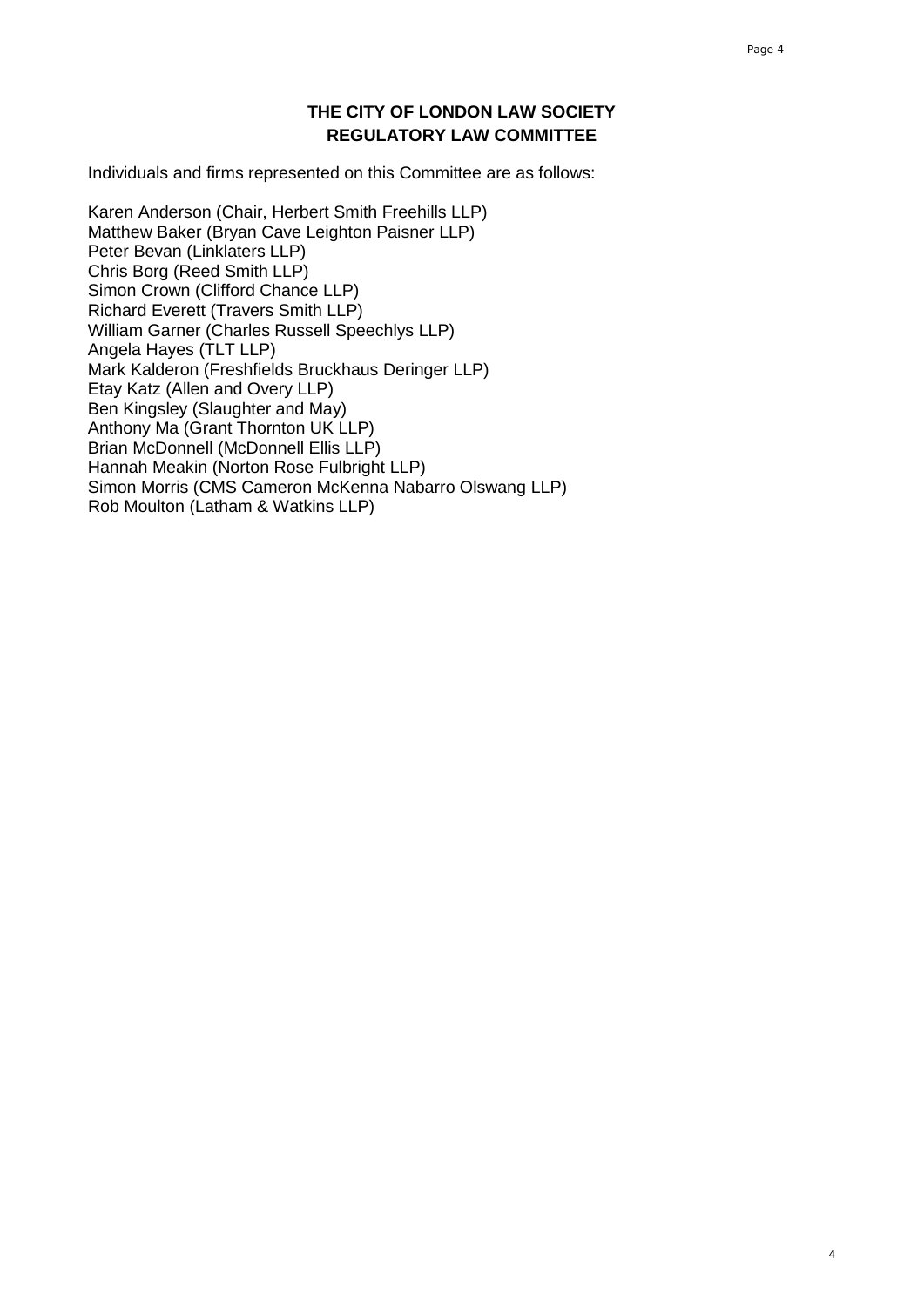**THE CITY OF LONDON LAW SOCIETY**
**REGULATORY LAW COMMITTEE**

Individuals and firms represented on this Committee are as follows:

Karen Anderson (Chair, Herbert Smith Freehills LLP)
Matthew Baker (Bryan Cave Leighton Paisner LLP)
Peter Bevan (Linklaters LLP)
Chris Borg (Reed Smith LLP)
Simon Crown (Clifford Chance LLP)
Richard Everett (Travers Smith LLP)
William Garner (Charles Russell Speechlys LLP)
Angela Hayes (TLT LLP)
Mark Kalderon (Freshfields Bruckhaus Deringer LLP)
Etay Katz (Allen and Overy LLP)
Ben Kingsley (Slaughter and May)
Anthony Ma (Grant Thornton UK LLP)
Brian McDonnell (McDonnell Ellis LLP)
Hannah Meakin (Norton Rose Fulbright LLP)
Simon Morris (CMS Cameron McKenna Nabarro Olswang LLP)
Rob Moulton (Latham & Watkins LLP)